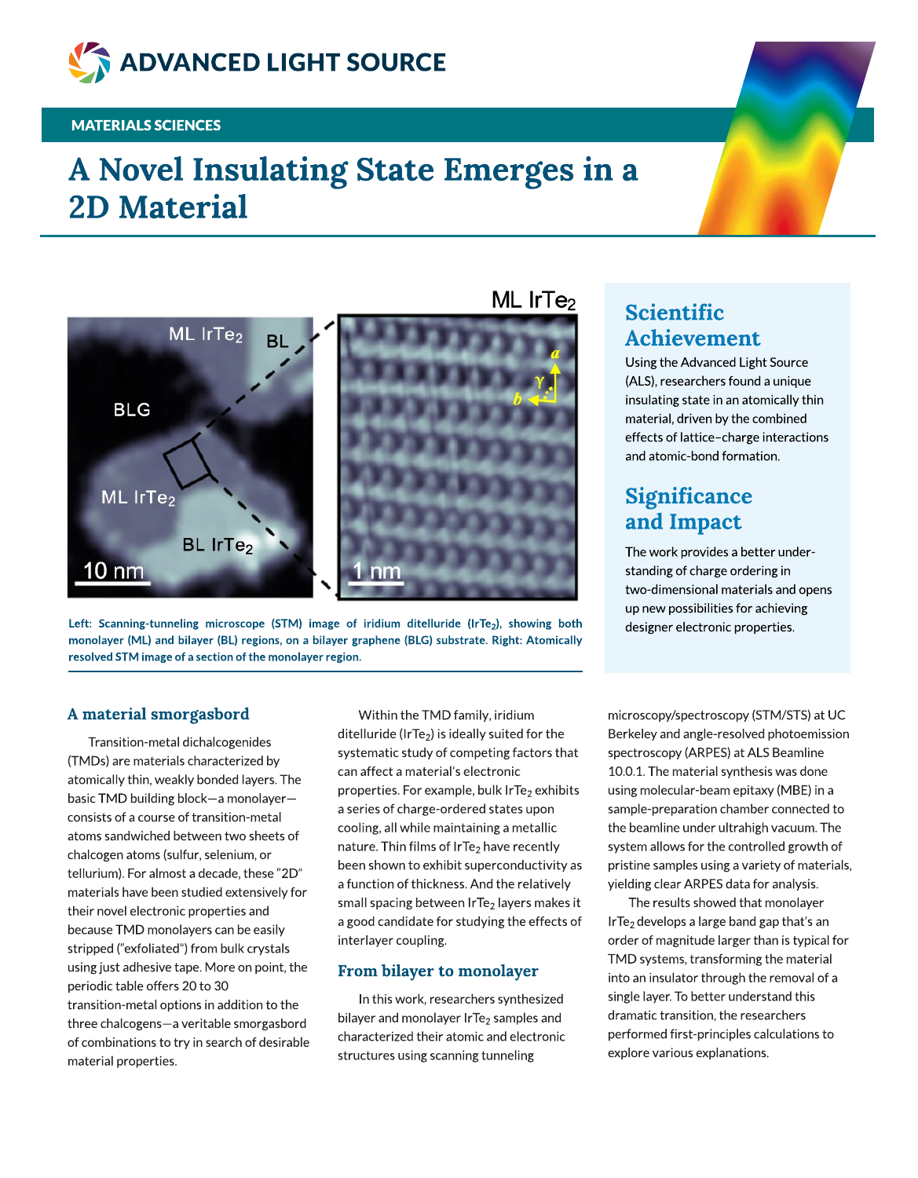# A Novel Insulating State Emerges in a 2D Material

MATERIALS SCIENCES

Left: Scanning-tunneling microscope (STM) image of iridium ditelluride ($IrTe_2$), showing both monolayer (ML) and bilayer (BL) regions, on a bilayer graphene (BLG) substrate. Right: Atomically resolved STM image of a section of the monolayer region.

## Scientific Achievement

Using the Advanced Light Source (ALS), researchers found a unique insulating state in an atomically thin material, driven by the combined effects of lattice–charge interactions and atomic-bond formation.

## Significance and Impact

The work provides a better understanding of charge ordering in two-dimensional materials and opens up new possibilities for achieving designer electronic properties.

### A material smorgasbord

Transition-metal dichalcogenides (TMDs) are materials characterized by atomically thin, weakly bonded layers. The basic TMD building block—a monolayer—consists of a course of transition-metal atoms sandwiched between two sheets of chalcogen atoms (sulfur, selenium, or tellurium). For almost a decade, these "2D" materials have been studied extensively for their novel electronic properties and because TMD monolayers can be easily stripped ("exfoliated") from bulk crystals using just adhesive tape. More on point, the periodic table offers 20 to 30 transition-metal options in addition to the three chalcogens—a veritable smorgasbord of combinations to try in search of desirable material properties.

Within the TMD family, iridium ditelluride ($IrTe_2$) is ideally suited for the systematic study of competing factors that can affect a material's electronic properties. For example, bulk $IrTe_2$ exhibits a series of charge-ordered states upon cooling, all while maintaining a metallic nature. Thin films of $IrTe_2$ have recently been shown to exhibit superconductivity as a function of thickness. And the relatively small spacing between $IrTe_2$ layers makes it a good candidate for studying the effects of interlayer coupling.

### From bilayer to monolayer

In this work, researchers synthesized bilayer and monolayer $IrTe_2$ samples and characterized their atomic and electronic structures using scanning tunneling microscopy/spectroscopy (STM/STS) at UC Berkeley and angle-resolved photoemission spectroscopy (ARPES) at ALS Beamline 10.0.1. The material synthesis was done using molecular-beam epitaxy (MBE) in a sample-preparation chamber connected to the beamline under ultrahigh vacuum. The system allows for the controlled growth of pristine samples using a variety of materials, yielding clear ARPES data for analysis.

The results showed that monolayer $IrTe_2$ develops a large band gap that's an order of magnitude larger than is typical for TMD systems, transforming the material into an insulator through the removal of a single layer. To better understand this dramatic transition, the researchers performed first-principles calculations to explore various explanations.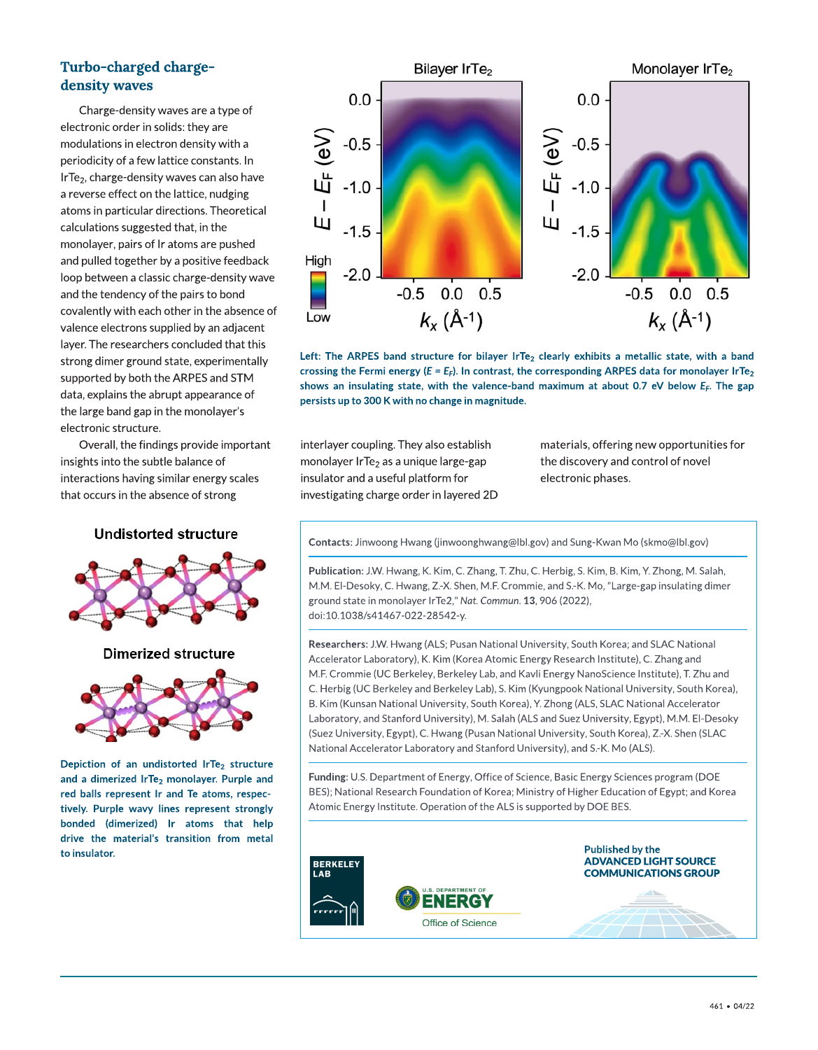## Turbo-charged charge-density waves

Charge-density waves are a type of electronic order in solids: they are modulations in electron density with a periodicity of a few lattice constants. In $IrTe_2$, charge-density waves can also have a reverse effect on the lattice, nudging atoms in particular directions. Theoretical calculations suggested that, in the monolayer, pairs of Ir atoms are pushed and pulled together by a positive feedback loop between a classic charge-density wave and the tendency of the pairs to bond covalently with each other in the absence of valence electrons supplied by an adjacent layer. The researchers concluded that this strong dimer ground state, experimentally supported by both the ARPES and STM data, explains the abrupt appearance of the large band gap in the monolayer's electronic structure.

Overall, the findings provide important insights into the subtle balance of interactions having similar energy scales that occurs in the absence of strong interlayer coupling. They also establish monolayer $IrTe_2$ as a unique large-gap insulator and a useful platform for investigating charge order in layered 2D materials, offering new opportunities for the discovery and control of novel electronic phases.

Bilayer $IrTe_2$

Monolayer $IrTe_2$

$E - E_F$ (eV)

0.0
-0.5
-1.0
-1.5
-2.0

High

Low

-0.5 0.0 0.5

$k_x$ (Å$^{-1}$)

Left: The ARPES band structure for bilayer $IrTe_2$ clearly exhibits a metallic state, with a band crossing the Fermi energy ($E = E_F$). In contrast, the corresponding ARPES data for monolayer $IrTe_2$ shows an insulating state, with the valence-band maximum at about 0.7 eV below $E_F$. The gap persists up to 300 K with no change in magnitude.

Undistorted structure

Dimerized structure

Depiction of an undistorted $IrTe_2$ structure and a dimerized $IrTe_2$ monolayer. Purple and red balls represent Ir and Te atoms, respectively. Purple wavy lines represent strongly bonded (dimerized) Ir atoms that help drive the material's transition from metal to insulator.

**Contacts:** Jinwoong Hwang (jinwoonghwang@lbl.gov) and Sung-Kwan Mo (skmo@lbl.gov)

**Publication:** J.W. Hwang, K. Kim, C. Zhang, T. Zhu, C. Herbig, S. Kim, B. Kim, Y. Zhong, M. Salah, M.M. El-Desoky, C. Hwang, Z.-X. Shen, M.F. Crommie, and S.-K. Mo, "Large-gap insulating dimer ground state in monolayer IrTe2," *Nat. Commun.* **13**, 906 (2022), doi:10.1038/s41467-022-28542-y.

**Researchers:** J.W. Hwang (ALS; Pusan National University, South Korea; and SLAC National Accelerator Laboratory), K. Kim (Korea Atomic Energy Research Institute), C. Zhang and M.F. Crommie (UC Berkeley, Berkeley Lab, and Kavli Energy NanoScience Institute), T. Zhu and C. Herbig (UC Berkeley and Berkeley Lab), S. Kim (Kyungpook National University, South Korea), B. Kim (Kunsan National University, South Korea), Y. Zhong (ALS, SLAC National Accelerator Laboratory, and Stanford University), M. Salah (ALS and Suez University, Egypt), M.M. El-Desoky (Suez University, Egypt), C. Hwang (Pusan National University, South Korea), Z.-X. Shen (SLAC National Accelerator Laboratory and Stanford University), and S.-K. Mo (ALS).

**Funding:** U.S. Department of Energy, Office of Science, Basic Energy Sciences program (DOE BES); National Research Foundation of Korea; Ministry of Higher Education of Egypt; and Korea Atomic Energy Institute. Operation of the ALS is supported by DOE BES.

BERKELEY LAB

U.S. DEPARTMENT OF ENERGY
Office of Science

Published by the
**ADVANCED LIGHT SOURCE COMMUNICATIONS GROUP**

461 • 04/22